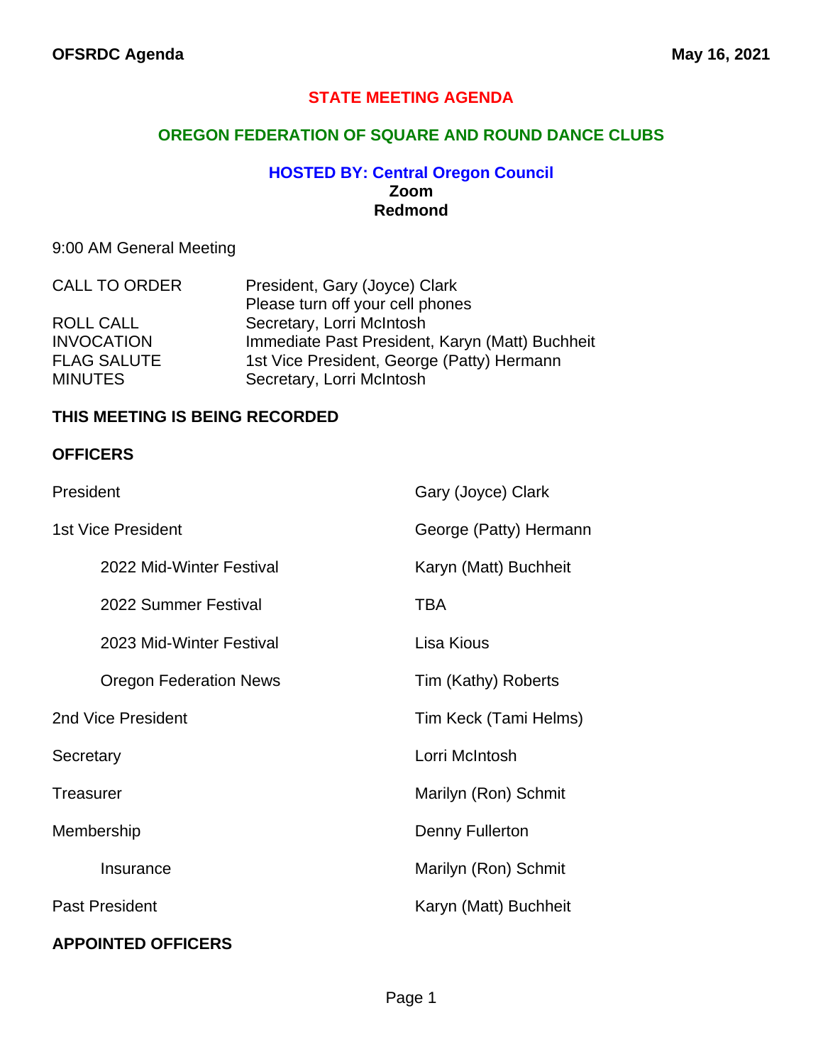# STATE MEETING AGENDA

## OREGON FEDERATION OF SQUARE AND ROUND DANCE CLUBS

### HOSTED BY: Central Oregon Council

**Zoom**
**Redmond**

9:00 AM General Meeting

| | |
|---|---|
| CALL TO ORDER | President, Gary (Joyce) Clark<br>Please turn off your cell phones |
| ROLL CALL | Secretary, Lorri McIntosh |
| INVOCATION | Immediate Past President, Karyn (Matt) Buchheit |
| FLAG SALUTE | 1st Vice President, George (Patty) Hermann |
| MINUTES | Secretary, Lorri McIntosh |

**THIS MEETING IS BEING RECORDED**

**OFFICERS**

| | |
|---|---|
| President | Gary (Joyce) Clark |
| 1st Vice President | George (Patty) Hermann |
| &nbsp;&nbsp;&nbsp;&nbsp;2022 Mid-Winter Festival | Karyn (Matt) Buchheit |
| &nbsp;&nbsp;&nbsp;&nbsp;2022 Summer Festival | TBA |
| &nbsp;&nbsp;&nbsp;&nbsp;2023 Mid-Winter Festival | Lisa Kious |
| &nbsp;&nbsp;&nbsp;&nbsp;Oregon Federation News | Tim (Kathy) Roberts |
| 2nd Vice President | Tim Keck (Tami Helms) |
| Secretary | Lorri McIntosh |
| Treasurer | Marilyn (Ron) Schmit |
| Membership | Denny Fullerton |
| &nbsp;&nbsp;&nbsp;&nbsp;Insurance | Marilyn (Ron) Schmit |
| Past President | Karyn (Matt) Buchheit |

**APPOINTED OFFICERS**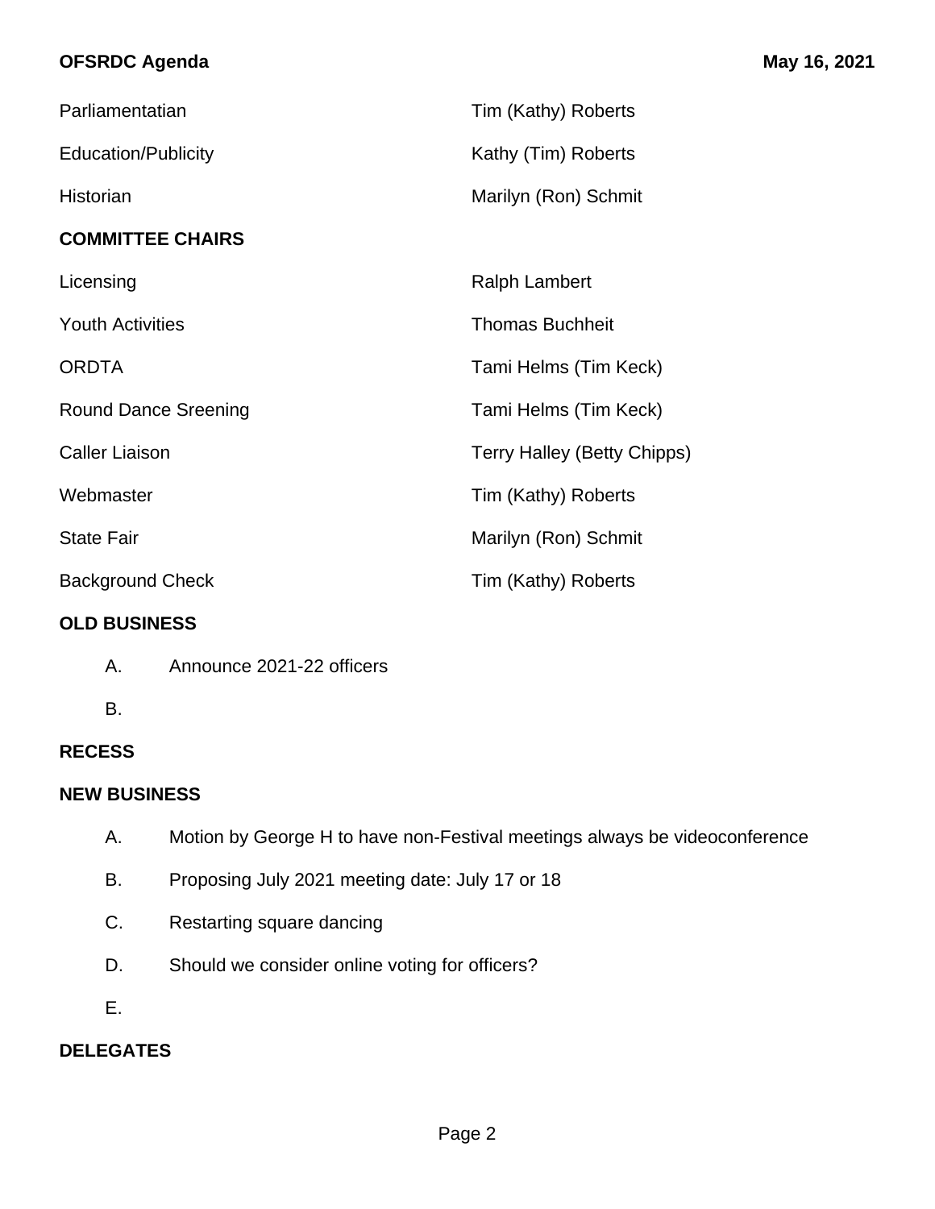| | |
|---|---|
| Parliamentatian | Tim (Kathy) Roberts |
| Education/Publicity | Kathy (Tim) Roberts |
| Historian | Marilyn (Ron) Schmit |

## COMMITTEE CHAIRS

| | |
|---|---|
| Licensing | Ralph Lambert |
| Youth Activities | Thomas Buchheit |
| ORDTA | Tami Helms (Tim Keck) |
| Round Dance Sreening | Tami Helms (Tim Keck) |
| Caller Liaison | Terry Halley (Betty Chipps) |
| Webmaster | Tim (Kathy) Roberts |
| State Fair | Marilyn (Ron) Schmit |
| Background Check | Tim (Kathy) Roberts |

## OLD BUSINESS

A. Announce 2021-22 officers

B.

## RECESS

## NEW BUSINESS

A. Motion by George H to have non-Festival meetings always be videoconference

B. Proposing July 2021 meeting date: July 17 or 18

C. Restarting square dancing

D. Should we consider online voting for officers?

E.

## DELEGATES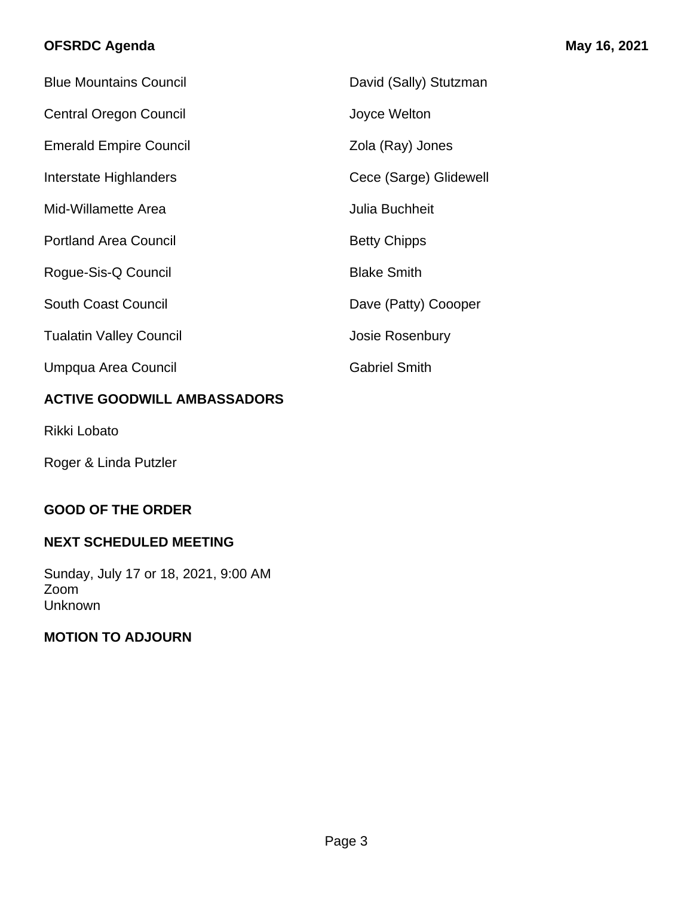| | |
|---|---|
| Blue Mountains Council | David (Sally) Stutzman |
| Central Oregon Council | Joyce Welton |
| Emerald Empire Council | Zola (Ray) Jones |
| Interstate Highlanders | Cece (Sarge) Glidewell |
| Mid-Willamette Area | Julia Buchheit |
| Portland Area Council | Betty Chipps |
| Rogue-Sis-Q Council | Blake Smith |
| South Coast Council | Dave (Patty) Coooper |
| Tualatin Valley Council | Josie Rosenbury |
| Umpqua Area Council | Gabriel Smith |

**ACTIVE GOODWILL AMBASSADORS**

Rikki Lobato

Roger & Linda Putzler

**GOOD OF THE ORDER**

**NEXT SCHEDULED MEETING**

Sunday, July 17 or 18, 2021, 9:00 AM
Zoom
Unknown

**MOTION TO ADJOURN**